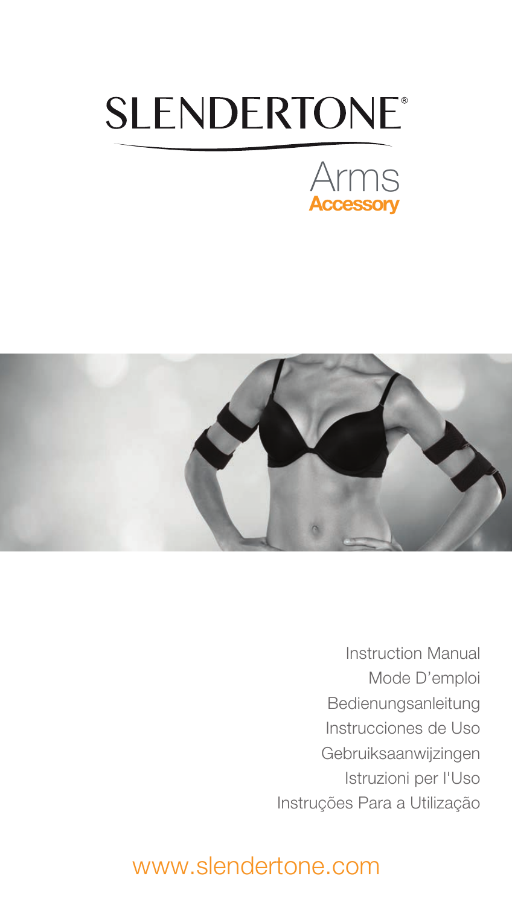# SLENDERTONE®

## Arms
**Accessory**

Instruction Manual
Mode D'emploi
Bedienungsanleitung
Instrucciones de Uso
Gebruiksaanwijzingen
Istruzioni per l'Uso
Instruções Para a Utilização

www.slendertone.com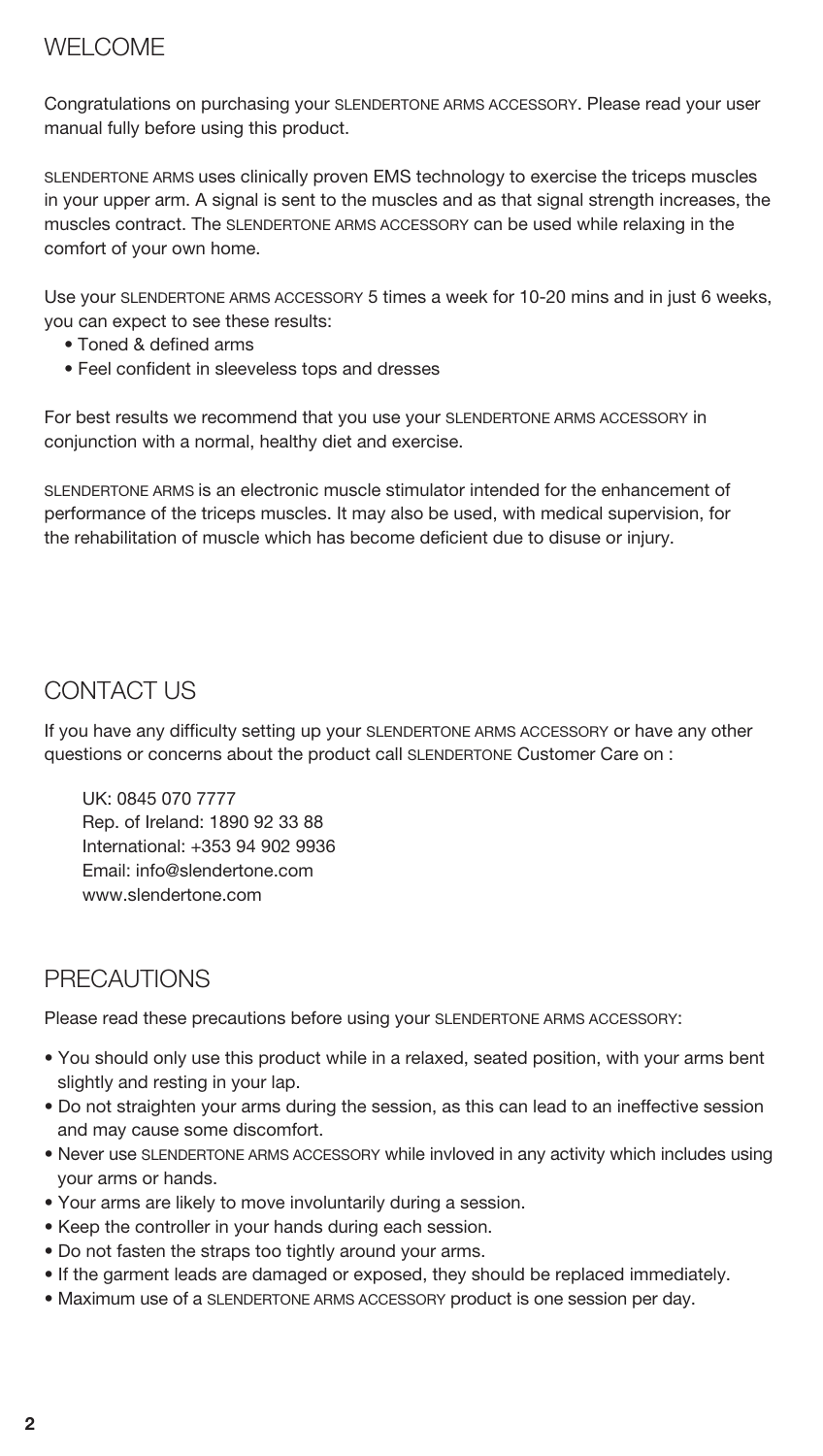## WELCOME

Congratulations on purchasing your SLENDERTONE ARMS ACCESSORY. Please read your user manual fully before using this product.

SLENDERTONE ARMS uses clinically proven EMS technology to exercise the triceps muscles in your upper arm. A signal is sent to the muscles and as that signal strength increases, the muscles contract. The SLENDERTONE ARMS ACCESSORY can be used while relaxing in the comfort of your own home.

Use your SLENDERTONE ARMS ACCESSORY 5 times a week for 10-20 mins and in just 6 weeks, you can expect to see these results:

- Toned & defined arms
- Feel confident in sleeveless tops and dresses

For best results we recommend that you use your SLENDERTONE ARMS ACCESSORY in conjunction with a normal, healthy diet and exercise.

SLENDERTONE ARMS is an electronic muscle stimulator intended for the enhancement of performance of the triceps muscles. It may also be used, with medical supervision, for the rehabilitation of muscle which has become deficient due to disuse or injury.

## CONTACT US

If you have any difficulty setting up your SLENDERTONE ARMS ACCESSORY or have any other questions or concerns about the product call SLENDERTONE Customer Care on :

UK: 0845 070 7777
Rep. of Ireland: 1890 92 33 88
International: +353 94 902 9936
Email: info@slendertone.com
www.slendertone.com

## PRECAUTIONS

Please read these precautions before using your SLENDERTONE ARMS ACCESSORY:

- You should only use this product while in a relaxed, seated position, with your arms bent slightly and resting in your lap.
- Do not straighten your arms during the session, as this can lead to an ineffective session and may cause some discomfort.
- Never use SLENDERTONE ARMS ACCESSORY while invloved in any activity which includes using your arms or hands.
- Your arms are likely to move involuntarily during a session.
- Keep the controller in your hands during each session.
- Do not fasten the straps too tightly around your arms.
- If the garment leads are damaged or exposed, they should be replaced immediately.
- Maximum use of a SLENDERTONE ARMS ACCESSORY product is one session per day.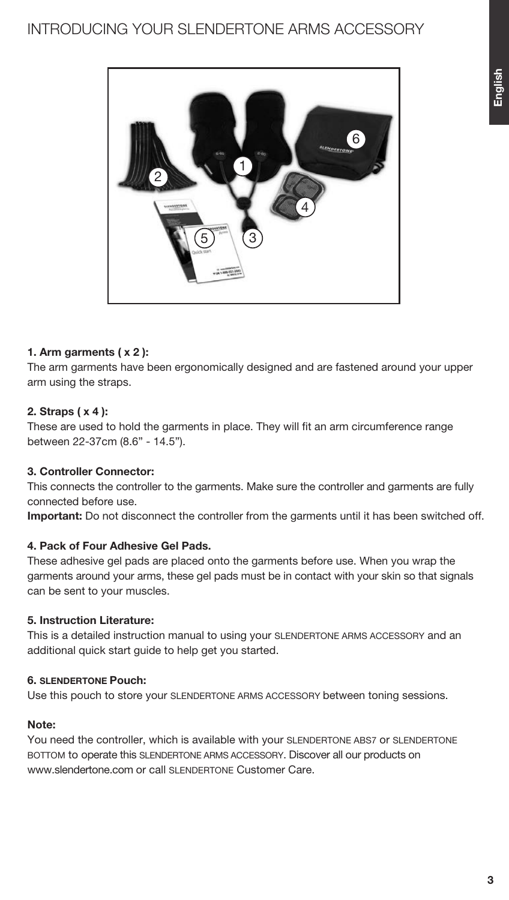# INTRODUCING YOUR SLENDERTONE ARMS ACCESSORY

**1. Arm garments ( x 2 ):**
The arm garments have been ergonomically designed and are fastened around your upper arm using the straps.

**2. Straps ( x 4 ):**
These are used to hold the garments in place. They will fit an arm circumference range between 22-37cm (8.6” - 14.5”).

**3. Controller Connector:**
This connects the controller to the garments. Make sure the controller and garments are fully connected before use.
**Important:** Do not disconnect the controller from the garments until it has been switched off.

**4. Pack of Four Adhesive Gel Pads.**
These adhesive gel pads are placed onto the garments before use. When you wrap the garments around your arms, these gel pads must be in contact with your skin so that signals can be sent to your muscles.

**5. Instruction Literature:**
This is a detailed instruction manual to using your SLENDERTONE ARMS ACCESSORY and an additional quick start guide to help get you started.

**6. SLENDERTONE Pouch:**
Use this pouch to store your SLENDERTONE ARMS ACCESSORY between toning sessions.

**Note:**
You need the controller, which is available with your SLENDERTONE ABS7 or SLENDERTONE BOTTOM to operate this SLENDERTONE ARMS ACCESSORY. Discover all our products on www.slendertone.com or call SLENDERTONE Customer Care.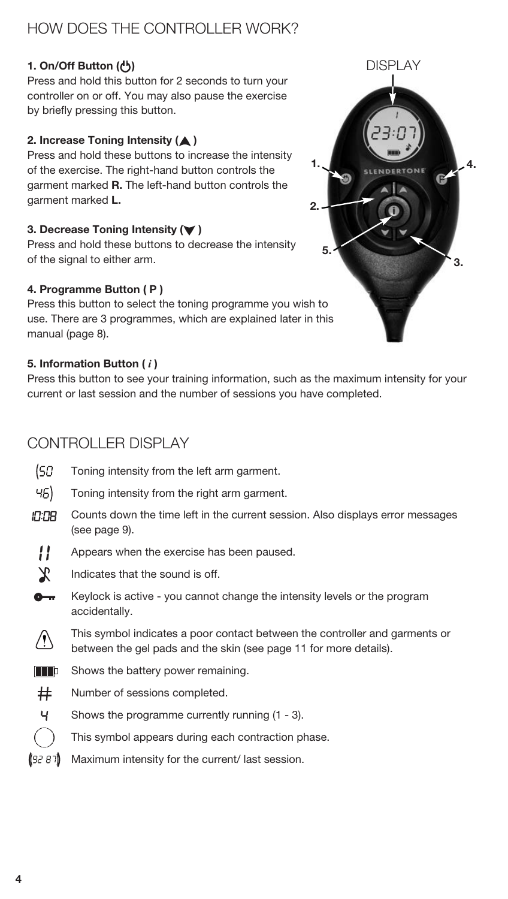# HOW DOES THE CONTROLLER WORK?

**1. On/Off Button (⏻)**
Press and hold this button for 2 seconds to turn your controller on or off. You may also pause the exercise by briefly pressing this button.

**2. Increase Toning Intensity (▲)**
Press and hold these buttons to increase the intensity of the exercise. The right-hand button controls the garment marked **R.** The left-hand button controls the garment marked **L.**

**3. Decrease Toning Intensity (▼)**
Press and hold these buttons to decrease the intensity of the signal to either arm.

**4. Programme Button ( P )**
Press this button to select the toning programme you wish to use. There are 3 programmes, which are explained later in this manual (page 8).

**5. Information Button ( *i* )**
Press this button to see your training information, such as the maximum intensity for your current or last session and the number of sessions you have completed.

DISPLAY

1.
2.
3.
4.
5.

# CONTROLLER DISPLAY

| Symbol | Description |
|---|---|
| (50 | Toning intensity from the left arm garment. |
| 45) | Toning intensity from the right arm garment. |
| 10:08 | Counts down the time left in the current session. Also displays error messages (see page 9). |
| II | Appears when the exercise has been paused. |
| (sound off symbol) | Indicates that the sound is off. |
| (key symbol) | Keylock is active - you cannot change the intensity levels or the program accidentally. |
| ⚠ | This symbol indicates a poor contact between the controller and garments or between the gel pads and the skin (see page 11 for more details). |
| (battery symbol) | Shows the battery power remaining. |
| # | Number of sessions completed. |
| 4 | Shows the programme currently running (1 - 3). |
| ( ) | This symbol appears during each contraction phase. |
| (92 87) | Maximum intensity for the current/ last session. |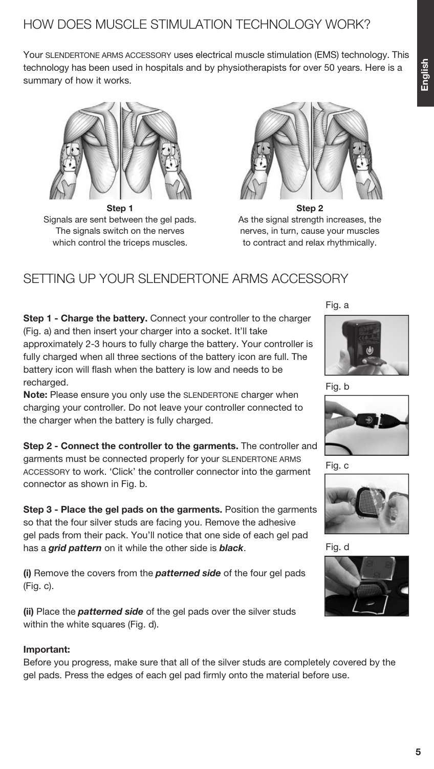## HOW DOES MUSCLE STIMULATION TECHNOLOGY WORK?

Your SLENDERTONE ARMS ACCESSORY uses electrical muscle stimulation (EMS) technology. This technology has been used in hospitals and by physiotherapists for over 50 years. Here is a summary of how it works.

**Step 1**
Signals are sent between the gel pads. The signals switch on the nerves which control the triceps muscles.

**Step 2**
As the signal strength increases, the nerves, in turn, cause your muscles to contract and relax rhythmically.

## SETTING UP YOUR SLENDERTONE ARMS ACCESSORY

**Step 1 - Charge the battery.** Connect your controller to the charger (Fig. a) and then insert your charger into a socket. It'll take approximately 2-3 hours to fully charge the battery. Your controller is fully charged when all three sections of the battery icon are full. The battery icon will flash when the battery is low and needs to be recharged.

**Note:** Please ensure you only use the SLENDERTONE charger when charging your controller. Do not leave your controller connected to the charger when the battery is fully charged.

**Step 2 - Connect the controller to the garments.** The controller and garments must be connected properly for your SLENDERTONE ARMS ACCESSORY to work. 'Click' the controller connector into the garment connector as shown in Fig. b.

**Step 3 - Place the gel pads on the garments.** Position the garments so that the four silver studs are facing you. Remove the adhesive gel pads from their pack. You'll notice that one side of each gel pad has a ***grid pattern*** on it while the other side is ***black***.

**(i)** Remove the covers from the ***patterned side*** of the four gel pads (Fig. c).

**(ii)** Place the ***patterned side*** of the gel pads over the silver studs within the white squares (Fig. d).

Fig. a

Fig. b

Fig. c

Fig. d

**Important:**
Before you progress, make sure that all of the silver studs are completely covered by the gel pads. Press the edges of each gel pad firmly onto the material before use.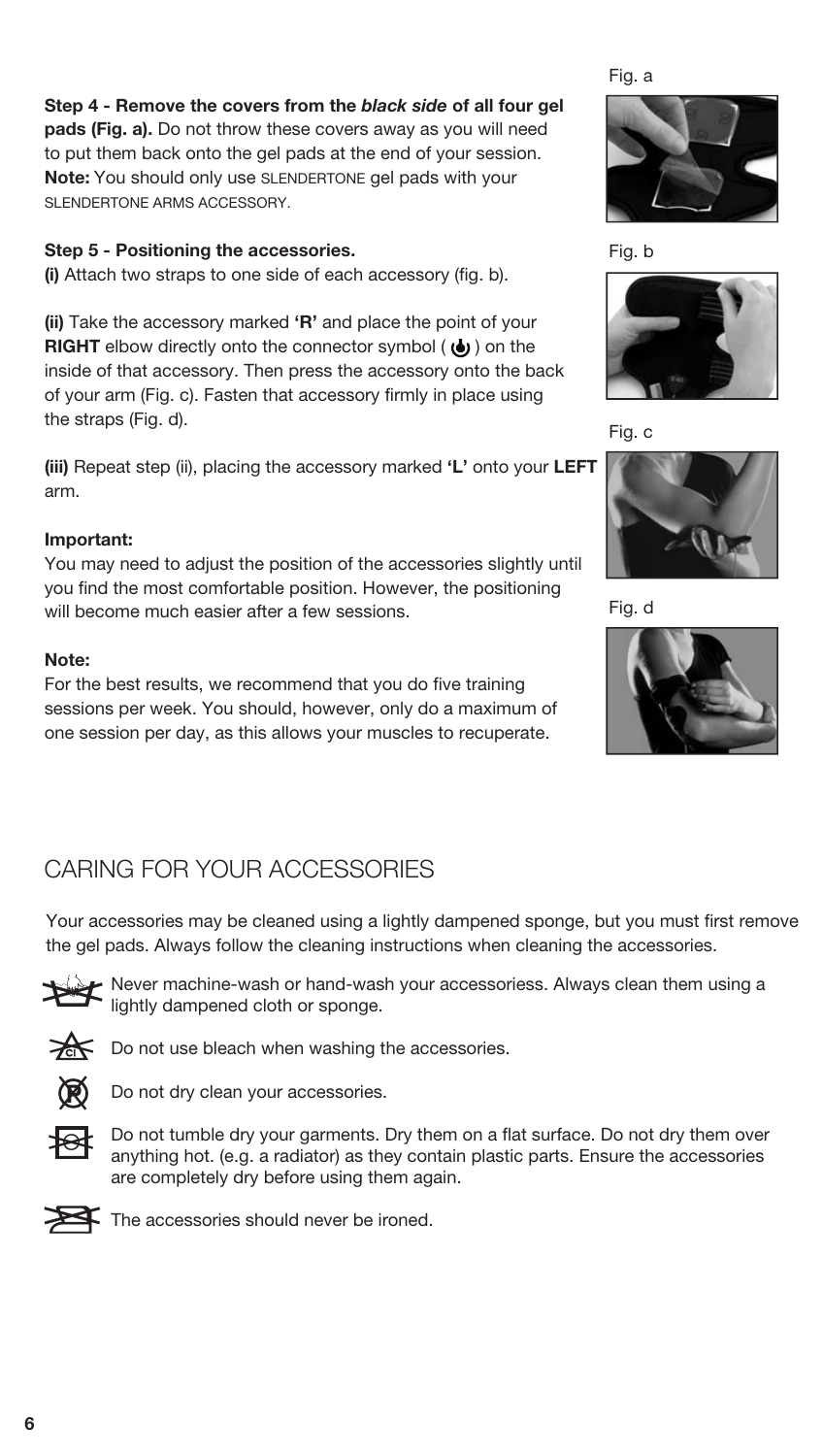**Step 4 - Remove the covers from the *black side* of all four gel pads (Fig. a).** Do not throw these covers away as you will need to put them back onto the gel pads at the end of your session.
**Note:** You should only use SLENDERTONE gel pads with your SLENDERTONE ARMS ACCESSORY.

**Step 5 - Positioning the accessories.**
**(i)** Attach two straps to one side of each accessory (fig. b).

**(ii)** Take the accessory marked **'R'** and place the point of your **RIGHT** elbow directly onto the connector symbol ( ) on the inside of that accessory. Then press the accessory onto the back of your arm (Fig. c). Fasten that accessory firmly in place using the straps (Fig. d).

**(iii)** Repeat step (ii), placing the accessory marked **'L'** onto your **LEFT** arm.

**Important:**
You may need to adjust the position of the accessories slightly until you find the most comfortable position. However, the positioning will become much easier after a few sessions.

**Note:**
For the best results, we recommend that you do five training sessions per week. You should, however, only do a maximum of one session per day, as this allows your muscles to recuperate.

Fig. a

Fig. b

Fig. c

Fig. d

## CARING FOR YOUR ACCESSORIES

Your accessories may be cleaned using a lightly dampened sponge, but you must first remove the gel pads. Always follow the cleaning instructions when cleaning the accessories.

Never machine-wash or hand-wash your accessoriess. Always clean them using a lightly dampened cloth or sponge.

Do not use bleach when washing the accessories.

Do not dry clean your accessories.

Do not tumble dry your garments. Dry them on a flat surface. Do not dry them over anything hot. (e.g. a radiator) as they contain plastic parts. Ensure the accessories are completely dry before using them again.

The accessories should never be ironed.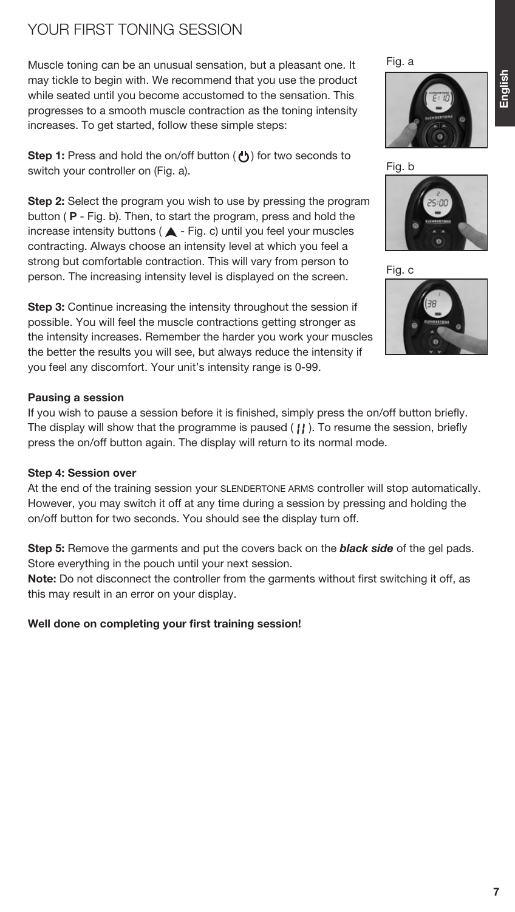# YOUR FIRST TONING SESSION

Muscle toning can be an unusual sensation, but a pleasant one. It may tickle to begin with. We recommend that you use the product while seated until you become accustomed to the sensation. This progresses to a smooth muscle contraction as the toning intensity increases. To get started, follow these simple steps:

**Step 1:** Press and hold the on/off button ( ⏻ ) for two seconds to switch your controller on (Fig. a).

**Step 2:** Select the program you wish to use by pressing the program button ( **P** - Fig. b). Then, to start the program, press and hold the increase intensity buttons ( ▲ - Fig. c) until you feel your muscles contracting. Always choose an intensity level at which you feel a strong but comfortable contraction. This will vary from person to person. The increasing intensity level is displayed on the screen.

**Step 3:** Continue increasing the intensity throughout the session if possible. You will feel the muscle contractions getting stronger as the intensity increases. Remember the harder you work your muscles the better the results you will see, but always reduce the intensity if you feel any discomfort. Your unit's intensity range is 0-99.

Fig. a

Fig. b

Fig. c

**Pausing a session**

If you wish to pause a session before it is finished, simply press the on/off button briefly. The display will show that the programme is paused ( ⁝⁝ ). To resume the session, briefly press the on/off button again. The display will return to its normal mode.

**Step 4: Session over**

At the end of the training session your SLENDERTONE ARMS controller will stop automatically. However, you may switch it off at any time during a session by pressing and holding the on/off button for two seconds. You should see the display turn off.

**Step 5:** Remove the garments and put the covers back on the ***black side*** of the gel pads. Store everything in the pouch until your next session.

**Note:** Do not disconnect the controller from the garments without first switching it off, as this may result in an error on your display.

**Well done on completing your first training session!**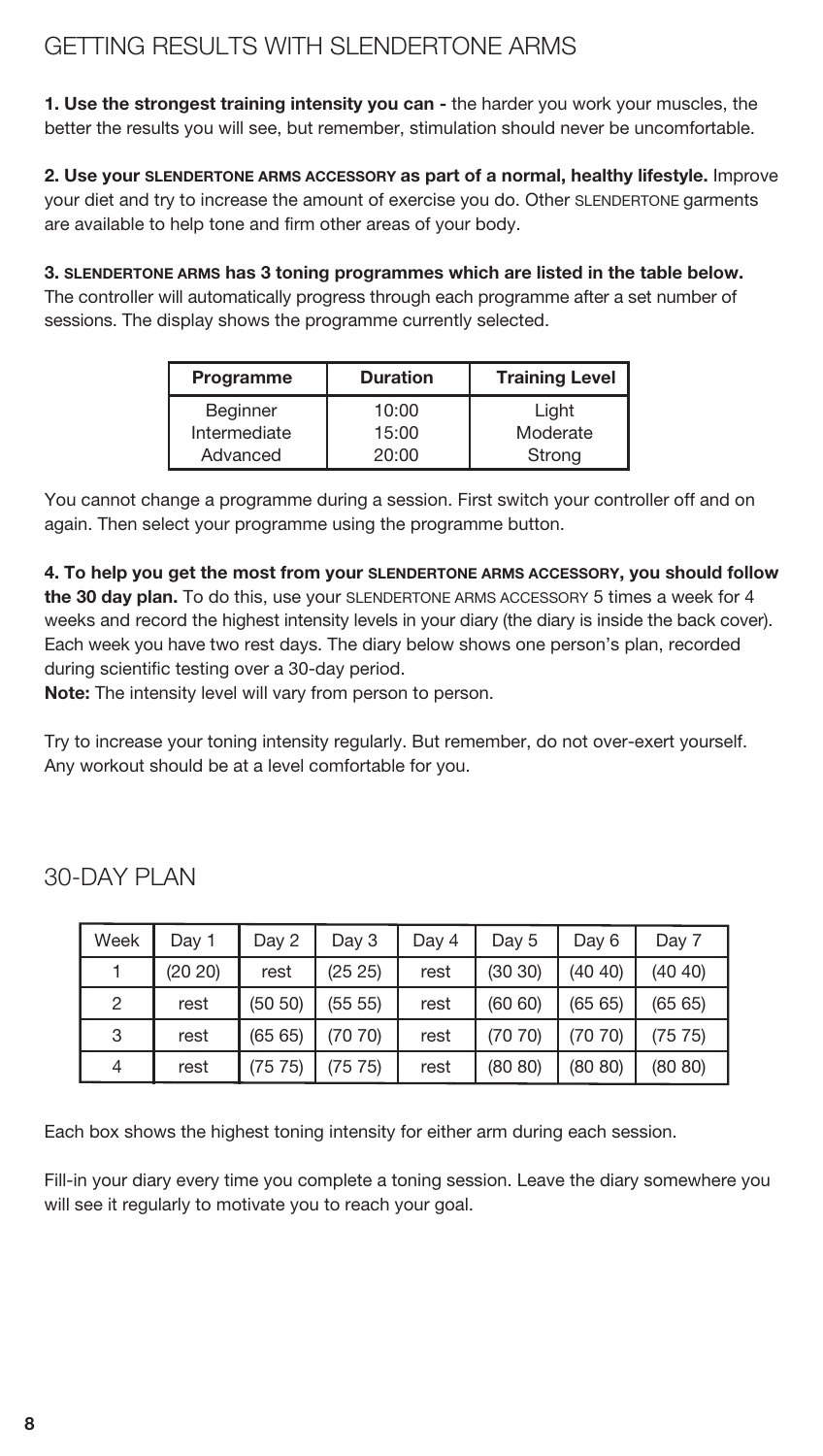## GETTING RESULTS WITH SLENDERTONE ARMS

**1. Use the strongest training intensity you can -** the harder you work your muscles, the better the results you will see, but remember, stimulation should never be uncomfortable.

**2. Use your SLENDERTONE ARMS ACCESSORY as part of a normal, healthy lifestyle.** Improve your diet and try to increase the amount of exercise you do. Other SLENDERTONE garments are available to help tone and firm other areas of your body.

**3. SLENDERTONE ARMS has 3 toning programmes which are listed in the table below.** The controller will automatically progress through each programme after a set number of sessions. The display shows the programme currently selected.

| Programme | Duration | Training Level |
|---|---|---|
| Beginner | 10:00 | Light |
| Intermediate | 15:00 | Moderate |
| Advanced | 20:00 | Strong |

You cannot change a programme during a session. First switch your controller off and on again. Then select your programme using the programme button.

**4. To help you get the most from your SLENDERTONE ARMS ACCESSORY, you should follow the 30 day plan.** To do this, use your SLENDERTONE ARMS ACCESSORY 5 times a week for 4 weeks and record the highest intensity levels in your diary (the diary is inside the back cover). Each week you have two rest days. The diary below shows one person's plan, recorded during scientific testing over a 30-day period.

**Note:** The intensity level will vary from person to person.

Try to increase your toning intensity regularly. But remember, do not over-exert yourself. Any workout should be at a level comfortable for you.

## 30-DAY PLAN

| Week | Day 1 | Day 2 | Day 3 | Day 4 | Day 5 | Day 6 | Day 7 |
|---|---|---|---|---|---|---|---|
| 1 | (20 20) | rest | (25 25) | rest | (30 30) | (40 40) | (40 40) |
| 2 | rest | (50 50) | (55 55) | rest | (60 60) | (65 65) | (65 65) |
| 3 | rest | (65 65) | (70 70) | rest | (70 70) | (70 70) | (75 75) |
| 4 | rest | (75 75) | (75 75) | rest | (80 80) | (80 80) | (80 80) |

Each box shows the highest toning intensity for either arm during each session.

Fill-in your diary every time you complete a toning session. Leave the diary somewhere you will see it regularly to motivate you to reach your goal.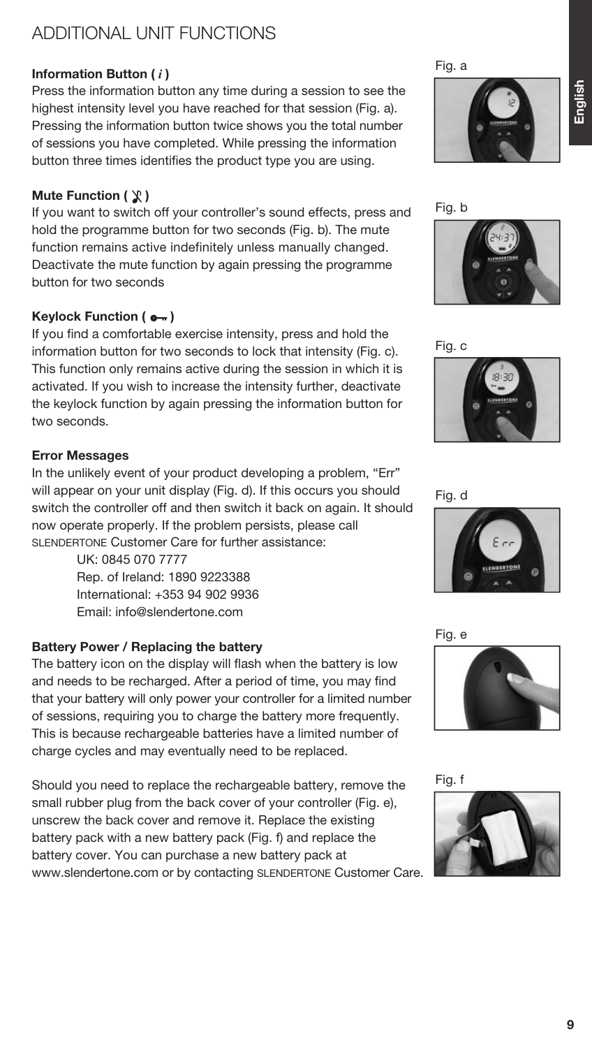# ADDITIONAL UNIT FUNCTIONS

**Information Button ( *i* )**

Press the information button any time during a session to see the highest intensity level you have reached for that session (Fig. a). Pressing the information button twice shows you the total number of sessions you have completed. While pressing the information button three times identifies the product type you are using.

**Mute Function ( )**

If you want to switch off your controller's sound effects, press and hold the programme button for two seconds (Fig. b). The mute function remains active indefinitely unless manually changed. Deactivate the mute function by again pressing the programme button for two seconds

**Keylock Function ( )**

If you find a comfortable exercise intensity, press and hold the information button for two seconds to lock that intensity (Fig. c). This function only remains active during the session in which it is activated. If you wish to increase the intensity further, deactivate the keylock function by again pressing the information button for two seconds.

**Error Messages**

In the unlikely event of your product developing a problem, "Err" will appear on your unit display (Fig. d). If this occurs you should switch the controller off and then switch it back on again. It should now operate properly. If the problem persists, please call SLENDERTONE Customer Care for further assistance:

UK: 0845 070 7777
Rep. of Ireland: 1890 9223388
International: +353 94 902 9936
Email: info@slendertone.com

**Battery Power / Replacing the battery**

The battery icon on the display will flash when the battery is low and needs to be recharged. After a period of time, you may find that your battery will only power your controller for a limited number of sessions, requiring you to charge the battery more frequently. This is because rechargeable batteries have a limited number of charge cycles and may eventually need to be replaced.

Should you need to replace the rechargeable battery, remove the small rubber plug from the back cover of your controller (Fig. e), unscrew the back cover and remove it. Replace the existing battery pack with a new battery pack (Fig. f) and replace the battery cover. You can purchase a new battery pack at www.slendertone.com or by contacting SLENDERTONE Customer Care.

Fig. a

Fig. b

Fig. c

Fig. d

Fig. e

Fig. f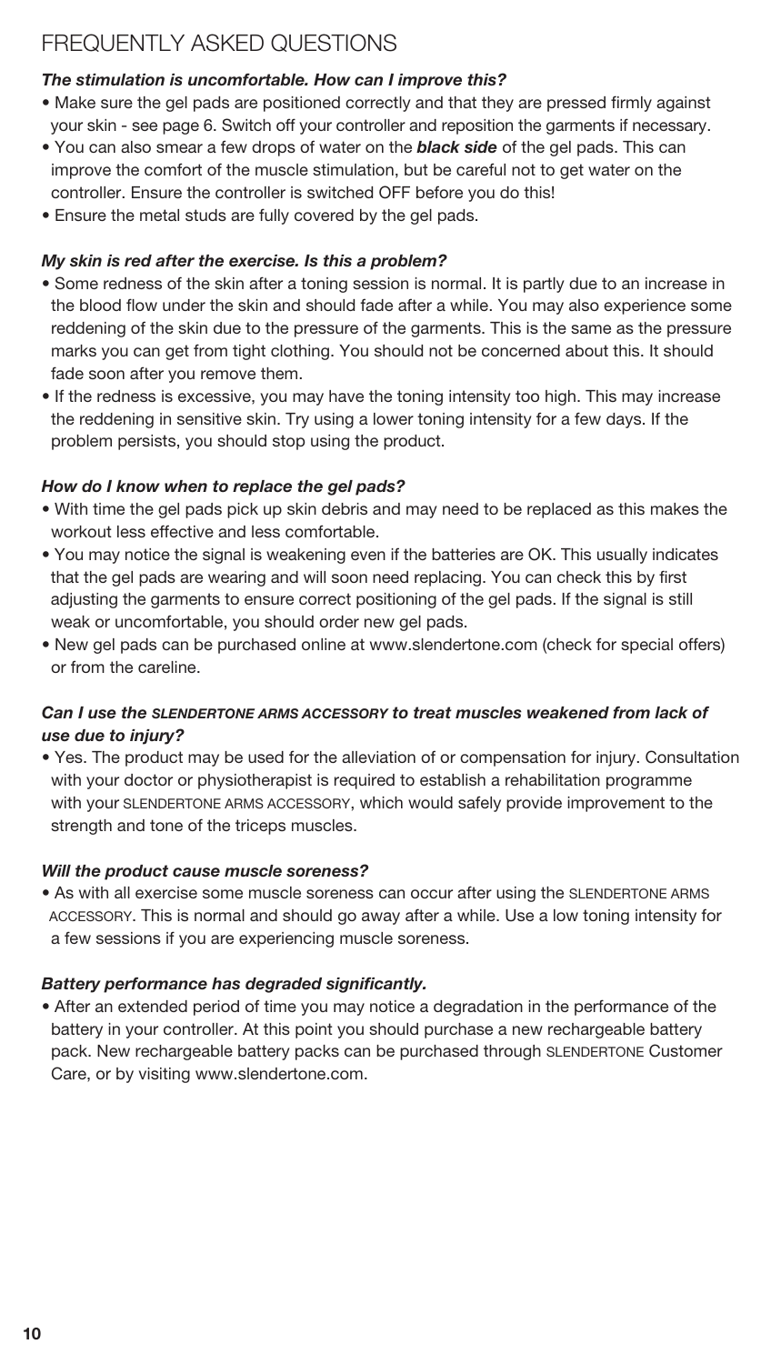# FREQUENTLY ASKED QUESTIONS

***The stimulation is uncomfortable. How can I improve this?***

- Make sure the gel pads are positioned correctly and that they are pressed firmly against your skin - see page 6. Switch off your controller and reposition the garments if necessary.
- You can also smear a few drops of water on the ***black side*** of the gel pads. This can improve the comfort of the muscle stimulation, but be careful not to get water on the controller. Ensure the controller is switched OFF before you do this!
- Ensure the metal studs are fully covered by the gel pads.

***My skin is red after the exercise. Is this a problem?***

- Some redness of the skin after a toning session is normal. It is partly due to an increase in the blood flow under the skin and should fade after a while. You may also experience some reddening of the skin due to the pressure of the garments. This is the same as the pressure marks you can get from tight clothing. You should not be concerned about this. It should fade soon after you remove them.
- If the redness is excessive, you may have the toning intensity too high. This may increase the reddening in sensitive skin. Try using a lower toning intensity for a few days. If the problem persists, you should stop using the product.

***How do I know when to replace the gel pads?***

- With time the gel pads pick up skin debris and may need to be replaced as this makes the workout less effective and less comfortable.
- You may notice the signal is weakening even if the batteries are OK. This usually indicates that the gel pads are wearing and will soon need replacing. You can check this by first adjusting the garments to ensure correct positioning of the gel pads. If the signal is still weak or uncomfortable, you should order new gel pads.
- New gel pads can be purchased online at www.slendertone.com (check for special offers) or from the careline.

***Can I use the SLENDERTONE ARMS ACCESSORY to treat muscles weakened from lack of use due to injury?***

- Yes. The product may be used for the alleviation of or compensation for injury. Consultation with your doctor or physiotherapist is required to establish a rehabilitation programme with your SLENDERTONE ARMS ACCESSORY, which would safely provide improvement to the strength and tone of the triceps muscles.

***Will the product cause muscle soreness?***

- As with all exercise some muscle soreness can occur after using the SLENDERTONE ARMS ACCESSORY. This is normal and should go away after a while. Use a low toning intensity for a few sessions if you are experiencing muscle soreness.

***Battery performance has degraded significantly.***

- After an extended period of time you may notice a degradation in the performance of the battery in your controller. At this point you should purchase a new rechargeable battery pack. New rechargeable battery packs can be purchased through SLENDERTONE Customer Care, or by visiting www.slendertone.com.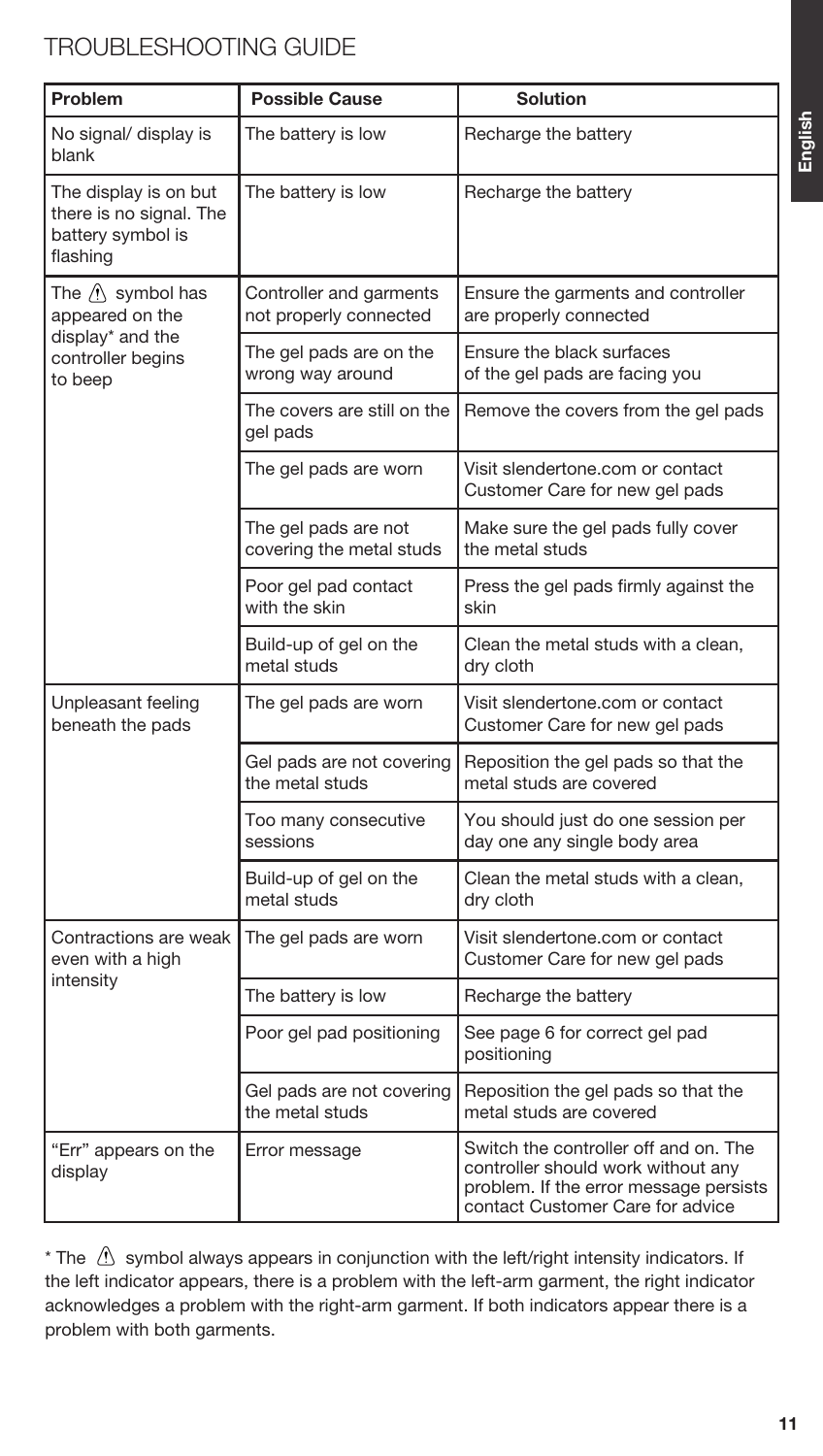# TROUBLESHOOTING GUIDE

| Problem | Possible Cause | Solution |
|---|---|---|
| No signal/ display is blank | The battery is low | Recharge the battery |
| The display is on but there is no signal. The battery symbol is flashing | The battery is low | Recharge the battery |
| The ⚠ symbol has appeared on the display* and the controller begins to beep | Controller and garments not properly connected | Ensure the garments and controller are properly connected |
| | The gel pads are on the wrong way around | Ensure the black surfaces of the gel pads are facing you |
| | The covers are still on the gel pads | Remove the covers from the gel pads |
| | The gel pads are worn | Visit slendertone.com or contact Customer Care for new gel pads |
| | The gel pads are not covering the metal studs | Make sure the gel pads fully cover the metal studs |
| | Poor gel pad contact with the skin | Press the gel pads firmly against the skin |
| | Build-up of gel on the metal studs | Clean the metal studs with a clean, dry cloth |
| Unpleasant feeling beneath the pads | The gel pads are worn | Visit slendertone.com or contact Customer Care for new gel pads |
| | Gel pads are not covering the metal studs | Reposition the gel pads so that the metal studs are covered |
| | Too many consecutive sessions | You should just do one session per day one any single body area |
| | Build-up of gel on the metal studs | Clean the metal studs with a clean, dry cloth |
| Contractions are weak even with a high intensity | The gel pads are worn | Visit slendertone.com or contact Customer Care for new gel pads |
| | The battery is low | Recharge the battery |
| | Poor gel pad positioning | See page 6 for correct gel pad positioning |
| | Gel pads are not covering the metal studs | Reposition the gel pads so that the metal studs are covered |
| "Err" appears on the display | Error message | Switch the controller off and on. The controller should work without any problem. If the error message persists contact Customer Care for advice |

* The ⚠ symbol always appears in conjunction with the left/right intensity indicators. If the left indicator appears, there is a problem with the left-arm garment, the right indicator acknowledges a problem with the right-arm garment. If both indicators appear there is a problem with both garments.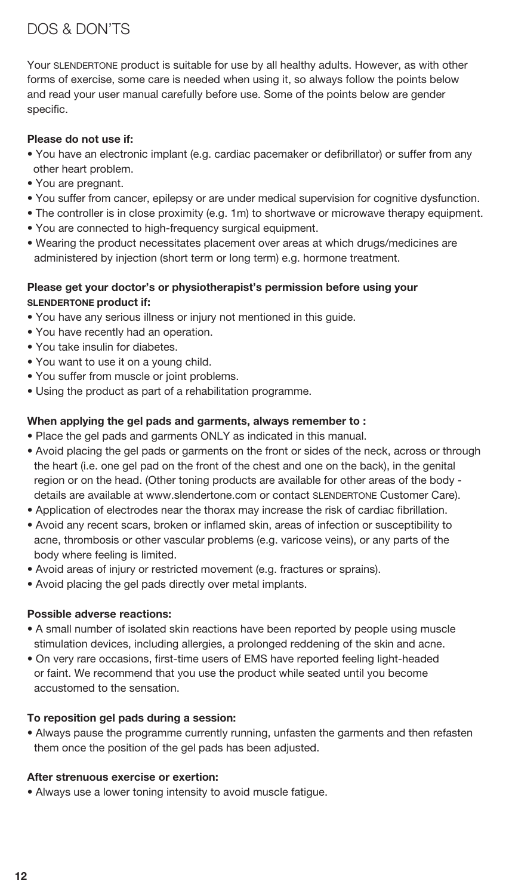# DOS & DON'TS

Your SLENDERTONE product is suitable for use by all healthy adults. However, as with other forms of exercise, some care is needed when using it, so always follow the points below and read your user manual carefully before use. Some of the points below are gender specific.

**Please do not use if:**

- You have an electronic implant (e.g. cardiac pacemaker or defibrillator) or suffer from any other heart problem.
- You are pregnant.
- You suffer from cancer, epilepsy or are under medical supervision for cognitive dysfunction.
- The controller is in close proximity (e.g. 1m) to shortwave or microwave therapy equipment.
- You are connected to high-frequency surgical equipment.
- Wearing the product necessitates placement over areas at which drugs/medicines are administered by injection (short term or long term) e.g. hormone treatment.

**Please get your doctor's or physiotherapist's permission before using your SLENDERTONE product if:**

- You have any serious illness or injury not mentioned in this guide.
- You have recently had an operation.
- You take insulin for diabetes.
- You want to use it on a young child.
- You suffer from muscle or joint problems.
- Using the product as part of a rehabilitation programme.

**When applying the gel pads and garments, always remember to :**

- Place the gel pads and garments ONLY as indicated in this manual.
- Avoid placing the gel pads or garments on the front or sides of the neck, across or through the heart (i.e. one gel pad on the front of the chest and one on the back), in the genital region or on the head. (Other toning products are available for other areas of the body - details are available at www.slendertone.com or contact SLENDERTONE Customer Care).
- Application of electrodes near the thorax may increase the risk of cardiac fibrillation.
- Avoid any recent scars, broken or inflamed skin, areas of infection or susceptibility to acne, thrombosis or other vascular problems (e.g. varicose veins), or any parts of the body where feeling is limited.
- Avoid areas of injury or restricted movement (e.g. fractures or sprains).
- Avoid placing the gel pads directly over metal implants.

**Possible adverse reactions:**

- A small number of isolated skin reactions have been reported by people using muscle stimulation devices, including allergies, a prolonged reddening of the skin and acne.
- On very rare occasions, first-time users of EMS have reported feeling light-headed or faint. We recommend that you use the product while seated until you become accustomed to the sensation.

**To reposition gel pads during a session:**

- Always pause the programme currently running, unfasten the garments and then refasten them once the position of the gel pads has been adjusted.

**After strenuous exercise or exertion:**

- Always use a lower toning intensity to avoid muscle fatigue.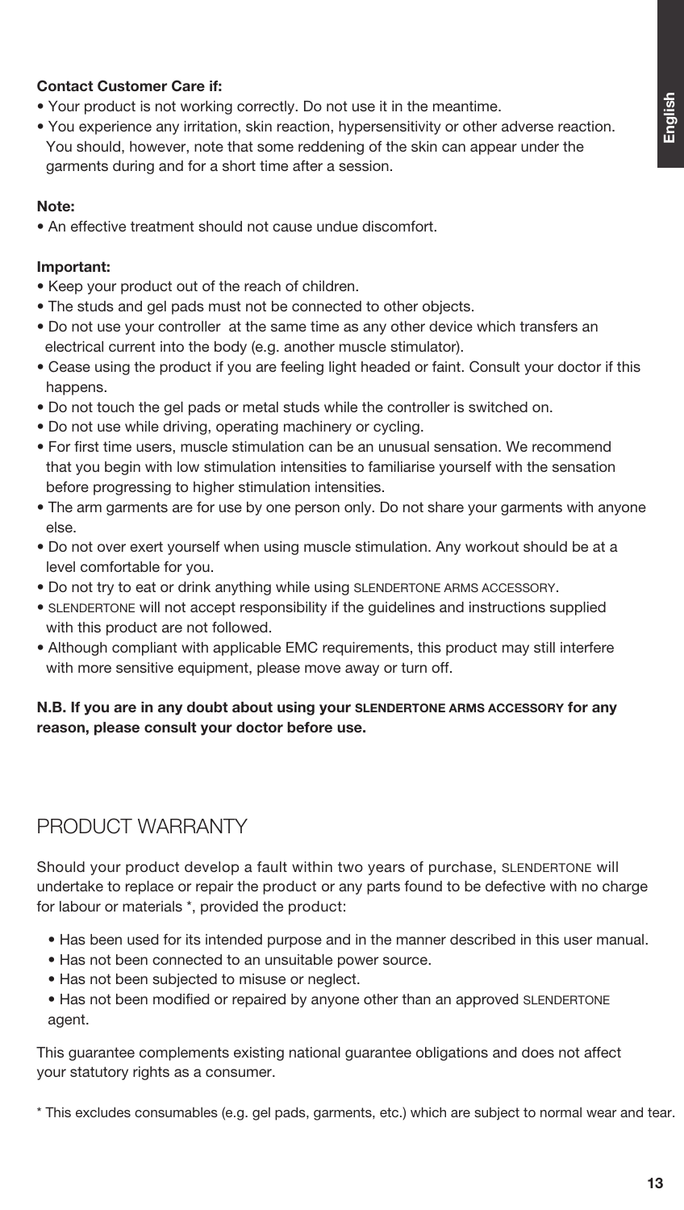**Contact Customer Care if:**

- Your product is not working correctly. Do not use it in the meantime.
- You experience any irritation, skin reaction, hypersensitivity or other adverse reaction. You should, however, note that some reddening of the skin can appear under the garments during and for a short time after a session.

**Note:**

- An effective treatment should not cause undue discomfort.

**Important:**

- Keep your product out of the reach of children.
- The studs and gel pads must not be connected to other objects.
- Do not use your controller at the same time as any other device which transfers an electrical current into the body (e.g. another muscle stimulator).
- Cease using the product if you are feeling light headed or faint. Consult your doctor if this happens.
- Do not touch the gel pads or metal studs while the controller is switched on.
- Do not use while driving, operating machinery or cycling.
- For first time users, muscle stimulation can be an unusual sensation. We recommend that you begin with low stimulation intensities to familiarise yourself with the sensation before progressing to higher stimulation intensities.
- The arm garments are for use by one person only. Do not share your garments with anyone else.
- Do not over exert yourself when using muscle stimulation. Any workout should be at a level comfortable for you.
- Do not try to eat or drink anything while using SLENDERTONE ARMS ACCESSORY.
- SLENDERTONE will not accept responsibility if the guidelines and instructions supplied with this product are not followed.
- Although compliant with applicable EMC requirements, this product may still interfere with more sensitive equipment, please move away or turn off.

**N.B. If you are in any doubt about using your SLENDERTONE ARMS ACCESSORY for any reason, please consult your doctor before use.**

## PRODUCT WARRANTY

Should your product develop a fault within two years of purchase, SLENDERTONE will undertake to replace or repair the product or any parts found to be defective with no charge for labour or materials *, provided the product:

- Has been used for its intended purpose and in the manner described in this user manual.
- Has not been connected to an unsuitable power source.
- Has not been subjected to misuse or neglect.
- Has not been modified or repaired by anyone other than an approved SLENDERTONE agent.

This guarantee complements existing national guarantee obligations and does not affect your statutory rights as a consumer.

* This excludes consumables (e.g. gel pads, garments, etc.) which are subject to normal wear and tear.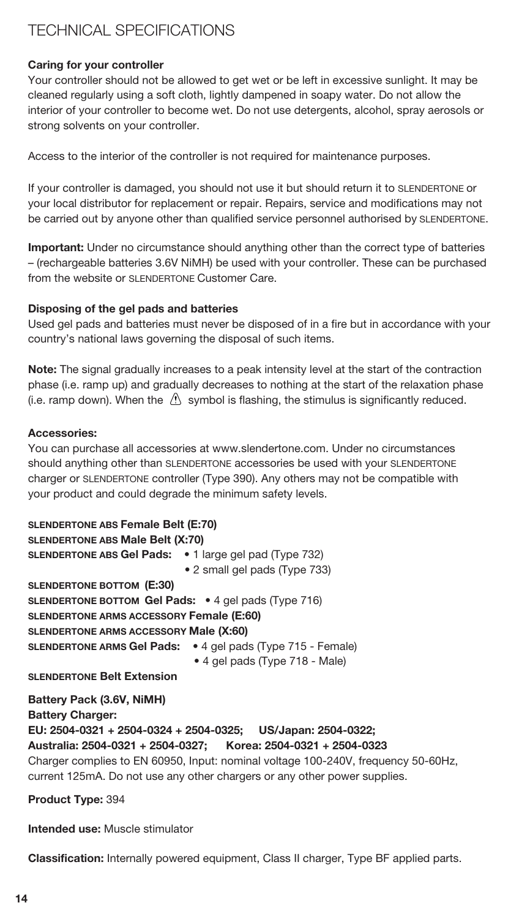# TECHNICAL SPECIFICATIONS

**Caring for your controller**

Your controller should not be allowed to get wet or be left in excessive sunlight. It may be cleaned regularly using a soft cloth, lightly dampened in soapy water. Do not allow the interior of your controller to become wet. Do not use detergents, alcohol, spray aerosols or strong solvents on your controller.

Access to the interior of the controller is not required for maintenance purposes.

If your controller is damaged, you should not use it but should return it to SLENDERTONE or your local distributor for replacement or repair. Repairs, service and modifications may not be carried out by anyone other than qualified service personnel authorised by SLENDERTONE.

**Important:** Under no circumstance should anything other than the correct type of batteries – (rechargeable batteries 3.6V NiMH) be used with your controller. These can be purchased from the website or SLENDERTONE Customer Care.

**Disposing of the gel pads and batteries**

Used gel pads and batteries must never be disposed of in a fire but in accordance with your country's national laws governing the disposal of such items.

**Note:** The signal gradually increases to a peak intensity level at the start of the contraction phase (i.e. ramp up) and gradually decreases to nothing at the start of the relaxation phase (i.e. ramp down). When the ⚠ symbol is flashing, the stimulus is significantly reduced.

**Accessories:**

You can purchase all accessories at www.slendertone.com. Under no circumstances should anything other than SLENDERTONE accessories be used with your SLENDERTONE charger or SLENDERTONE controller (Type 390). Any others may not be compatible with your product and could degrade the minimum safety levels.

**SLENDERTONE ABS Female Belt (E:70)**
**SLENDERTONE ABS Male Belt (X:70)**
**SLENDERTONE ABS Gel Pads:**
- 1 large gel pad (Type 732)
- 2 small gel pads (Type 733)

**SLENDERTONE BOTTOM (E:30)**
**SLENDERTONE BOTTOM Gel Pads:**
- 4 gel pads (Type 716)

**SLENDERTONE ARMS ACCESSORY Female (E:60)**
**SLENDERTONE ARMS ACCESSORY Male (X:60)**
**SLENDERTONE ARMS Gel Pads:**
- 4 gel pads (Type 715 - Female)
- 4 gel pads (Type 718 - Male)

**SLENDERTONE Belt Extension**

**Battery Pack (3.6V, NiMH)**
**Battery Charger:**
**EU: 2504-0321 + 2504-0324 + 2504-0325; US/Japan: 2504-0322;**
**Australia: 2504-0321 + 2504-0327; Korea: 2504-0321 + 2504-0323**
Charger complies to EN 60950, Input: nominal voltage 100-240V, frequency 50-60Hz, current 125mA. Do not use any other chargers or any other power supplies.

**Product Type:** 394

**Intended use:** Muscle stimulator

**Classification:** Internally powered equipment, Class II charger, Type BF applied parts.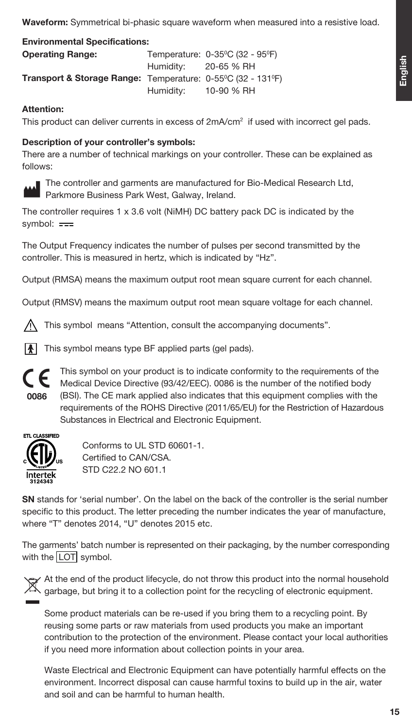**Waveform:** Symmetrical bi-phasic square waveform when measured into a resistive load.

**Environmental Specifications:**

| | | |
|---|---|---|
| **Operating Range:** | Temperature: | 0-35⁰C (32 - 95⁰F) |
| | Humidity: | 20-65 % RH |
| **Transport & Storage Range:** | Temperature: | 0-55⁰C (32 - 131⁰F) |
| | Humidity: | 10-90 % RH |

**Attention:**

This product can deliver currents in excess of 2mA/cm$^2$ if used with incorrect gel pads.

**Description of your controller's symbols:**

There are a number of technical markings on your controller. These can be explained as follows:

The controller and garments are manufactured for Bio-Medical Research Ltd, Parkmore Business Park West, Galway, Ireland.

The controller requires 1 x 3.6 volt (NiMH) DC battery pack DC is indicated by the symbol: ⎓

The Output Frequency indicates the number of pulses per second transmitted by the controller. This is measured in hertz, which is indicated by "Hz".

Output (RMSA) means the maximum output root mean square current for each channel.

Output (RMSV) means the maximum output root mean square voltage for each channel.

This symbol means "Attention, consult the accompanying documents".

This symbol means type BF applied parts (gel pads).

CE 0086 This symbol on your product is to indicate conformity to the requirements of the Medical Device Directive (93/42/EEC). 0086 is the number of the notified body (BSI). The CE mark applied also indicates that this equipment complies with the requirements of the ROHS Directive (2011/65/EU) for the Restriction of Hazardous Substances in Electrical and Electronic Equipment.

ETL CLASSIFIED Intertek 3124343

Conforms to UL STD 60601-1.
Certified to CAN/CSA.
STD C22.2 NO 601.1

**SN** stands for 'serial number'. On the label on the back of the controller is the serial number specific to this product. The letter preceding the number indicates the year of manufacture, where "T" denotes 2014, "U" denotes 2015 etc.

The garments' batch number is represented on their packaging, by the number corresponding with the LOT symbol.

At the end of the product lifecycle, do not throw this product into the normal household garbage, but bring it to a collection point for the recycling of electronic equipment.

Some product materials can be re-used if you bring them to a recycling point. By reusing some parts or raw materials from used products you make an important contribution to the protection of the environment. Please contact your local authorities if you need more information about collection points in your area.

Waste Electrical and Electronic Equipment can have potentially harmful effects on the environment. Incorrect disposal can cause harmful toxins to build up in the air, water and soil and can be harmful to human health.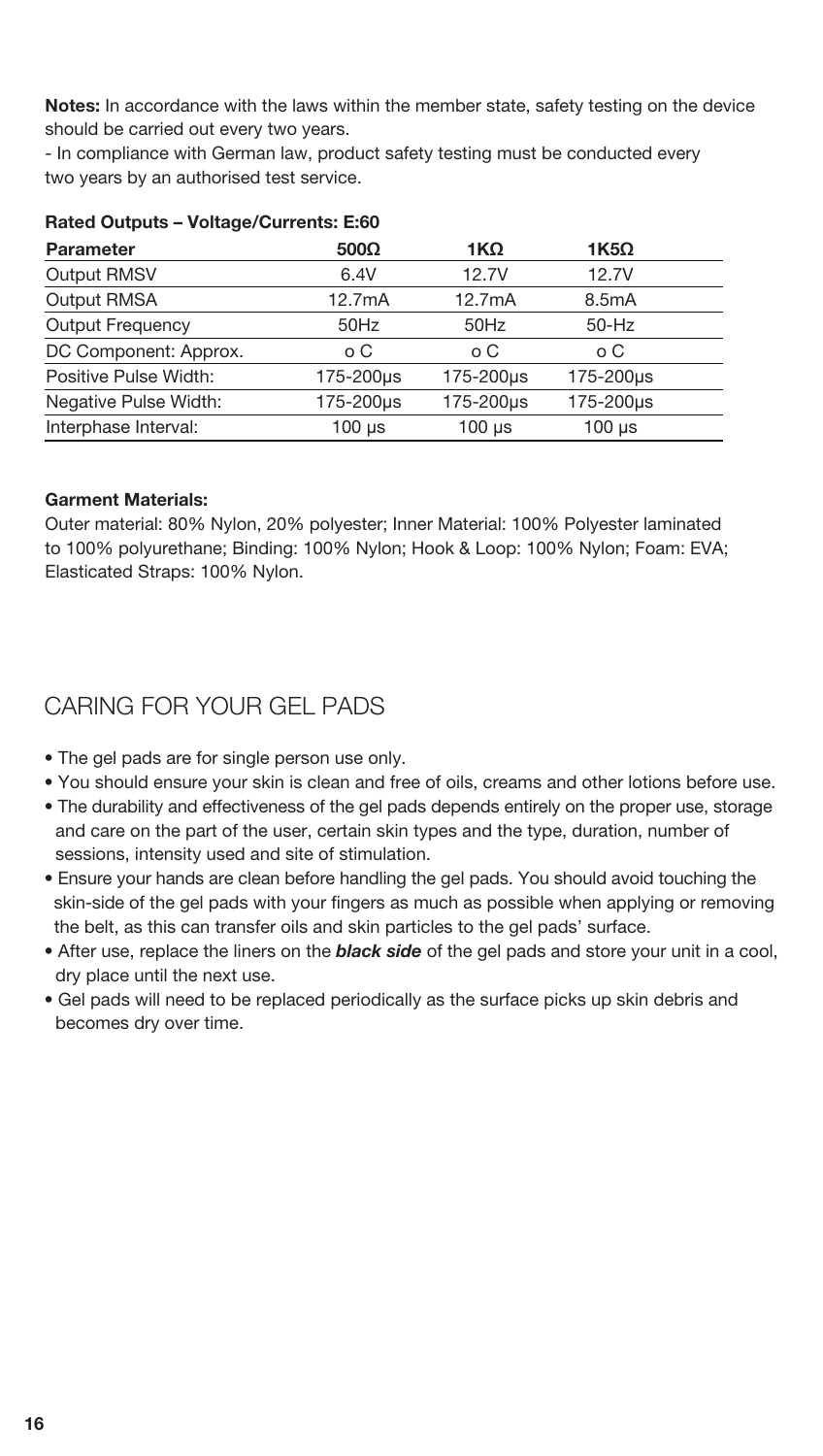**Notes:** In accordance with the laws within the member state, safety testing on the device should be carried out every two years.

- In compliance with German law, product safety testing must be conducted every two years by an authorised test service.

**Rated Outputs – Voltage/Currents: E:60**

| Parameter | 500Ω | 1KΩ | 1K5Ω |
|---|---|---|---|
| Output RMSV | 6.4V | 12.7V | 12.7V |
| Output RMSA | 12.7mA | 12.7mA | 8.5mA |
| Output Frequency | 50Hz | 50Hz | 50-Hz |
| DC Component: Approx. | o C | o C | o C |
| Positive Pulse Width: | 175-200μs | 175-200μs | 175-200μs |
| Negative Pulse Width: | 175-200μs | 175-200μs | 175-200μs |
| Interphase Interval: | 100 μs | 100 μs | 100 μs |

**Garment Materials:**

Outer material: 80% Nylon, 20% polyester; Inner Material: 100% Polyester laminated to 100% polyurethane; Binding: 100% Nylon; Hook & Loop: 100% Nylon; Foam: EVA; Elasticated Straps: 100% Nylon.

## CARING FOR YOUR GEL PADS

- The gel pads are for single person use only.
- You should ensure your skin is clean and free of oils, creams and other lotions before use.
- The durability and effectiveness of the gel pads depends entirely on the proper use, storage and care on the part of the user, certain skin types and the type, duration, number of sessions, intensity used and site of stimulation.
- Ensure your hands are clean before handling the gel pads. You should avoid touching the skin-side of the gel pads with your fingers as much as possible when applying or removing the belt, as this can transfer oils and skin particles to the gel pads' surface.
- After use, replace the liners on the ***black side*** of the gel pads and store your unit in a cool, dry place until the next use.
- Gel pads will need to be replaced periodically as the surface picks up skin debris and becomes dry over time.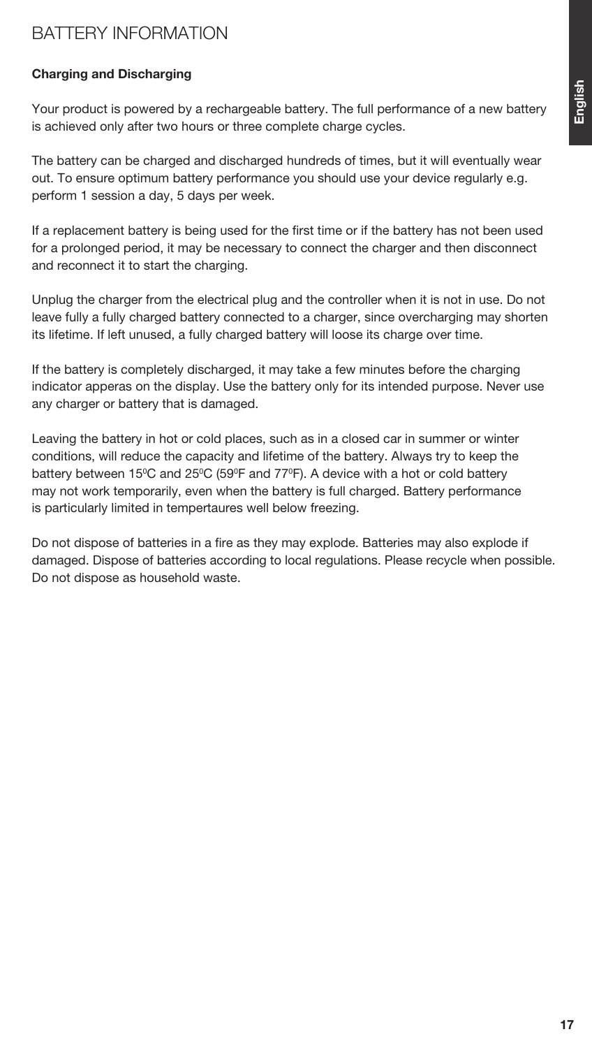# BATTERY INFORMATION

**Charging and Discharging**

Your product is powered by a rechargeable battery. The full performance of a new battery is achieved only after two hours or three complete charge cycles.

The battery can be charged and discharged hundreds of times, but it will eventually wear out. To ensure optimum battery performance you should use your device regularly e.g. perform 1 session a day, 5 days per week.

If a replacement battery is being used for the first time or if the battery has not been used for a prolonged period, it may be necessary to connect the charger and then disconnect and reconnect it to start the charging.

Unplug the charger from the electrical plug and the controller when it is not in use. Do not leave fully a fully charged battery connected to a charger, since overcharging may shorten its lifetime. If left unused, a fully charged battery will loose its charge over time.

If the battery is completely discharged, it may take a few minutes before the charging indicator apperas on the display. Use the battery only for its intended purpose. Never use any charger or battery that is damaged.

Leaving the battery in hot or cold places, such as in a closed car in summer or winter conditions, will reduce the capacity and lifetime of the battery. Always try to keep the battery between 15$^0$C and 25$^0$C (59$^0$F and 77$^0$F). A device with a hot or cold battery may not work temporarily, even when the battery is full charged. Battery performance is particularly limited in tempertaures well below freezing.

Do not dispose of batteries in a fire as they may explode. Batteries may also explode if damaged. Dispose of batteries according to local regulations. Please recycle when possible. Do not dispose as household waste.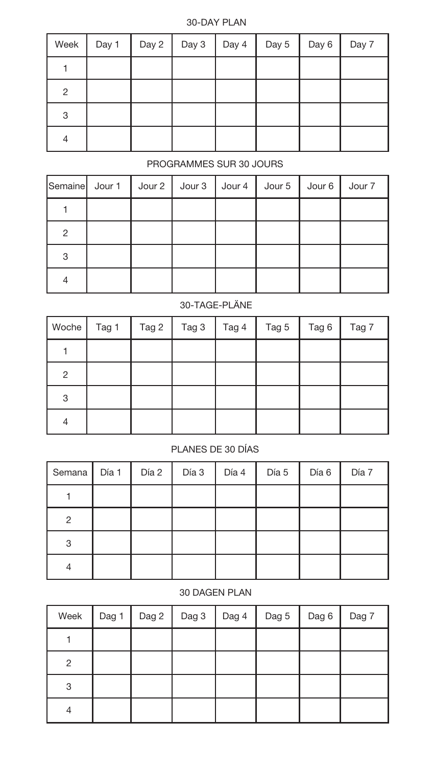## 30-DAY PLAN

| Week | Day 1 | Day 2 | Day 3 | Day 4 | Day 5 | Day 6 | Day 7 |
|---|---|---|---|---|---|---|---|
| 1 | | | | | | | |
| 2 | | | | | | | |
| 3 | | | | | | | |
| 4 | | | | | | | |

## PROGRAMMES SUR 30 JOURS

| Semaine | Jour 1 | Jour 2 | Jour 3 | Jour 4 | Jour 5 | Jour 6 | Jour 7 |
|---|---|---|---|---|---|---|---|
| 1 | | | | | | | |
| 2 | | | | | | | |
| 3 | | | | | | | |
| 4 | | | | | | | |

## 30-TAGE-PLÄNE

| Woche | Tag 1 | Tag 2 | Tag 3 | Tag 4 | Tag 5 | Tag 6 | Tag 7 |
|---|---|---|---|---|---|---|---|
| 1 | | | | | | | |
| 2 | | | | | | | |
| 3 | | | | | | | |
| 4 | | | | | | | |

## PLANES DE 30 DÍAS

| Semana | Día 1 | Día 2 | Día 3 | Día 4 | Día 5 | Día 6 | Día 7 |
|---|---|---|---|---|---|---|---|
| 1 | | | | | | | |
| 2 | | | | | | | |
| 3 | | | | | | | |
| 4 | | | | | | | |

## 30 DAGEN PLAN

| Week | Dag 1 | Dag 2 | Dag 3 | Dag 4 | Dag 5 | Dag 6 | Dag 7 |
|---|---|---|---|---|---|---|---|
| 1 | | | | | | | |
| 2 | | | | | | | |
| 3 | | | | | | | |
| 4 | | | | | | | |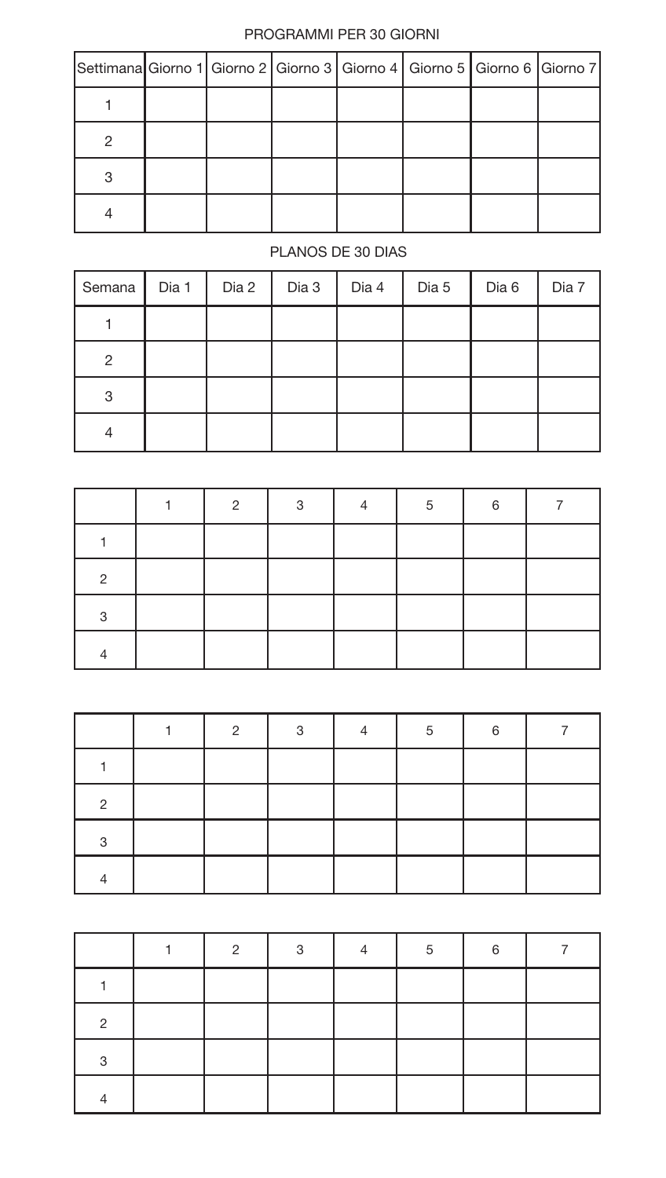PROGRAMMI PER 30 GIORNI

| Settimana | Giorno 1 | Giorno 2 | Giorno 3 | Giorno 4 | Giorno 5 | Giorno 6 | Giorno 7 |
|---|---|---|---|---|---|---|---|
| 1 | | | | | | | |
| 2 | | | | | | | |
| 3 | | | | | | | |
| 4 | | | | | | | |

PLANOS DE 30 DIAS

| Semana | Dia 1 | Dia 2 | Dia 3 | Dia 4 | Dia 5 | Dia 6 | Dia 7 |
|---|---|---|---|---|---|---|---|
| 1 | | | | | | | |
| 2 | | | | | | | |
| 3 | | | | | | | |
| 4 | | | | | | | |

| | 1 | 2 | 3 | 4 | 5 | 6 | 7 |
|---|---|---|---|---|---|---|---|
| 1 | | | | | | | |
| 2 | | | | | | | |
| 3 | | | | | | | |
| 4 | | | | | | | |

| | 1 | 2 | 3 | 4 | 5 | 6 | 7 |
|---|---|---|---|---|---|---|---|
| 1 | | | | | | | |
| 2 | | | | | | | |
| 3 | | | | | | | |
| 4 | | | | | | | |

| | 1 | 2 | 3 | 4 | 5 | 6 | 7 |
|---|---|---|---|---|---|---|---|
| 1 | | | | | | | |
| 2 | | | | | | | |
| 3 | | | | | | | |
| 4 | | | | | | | |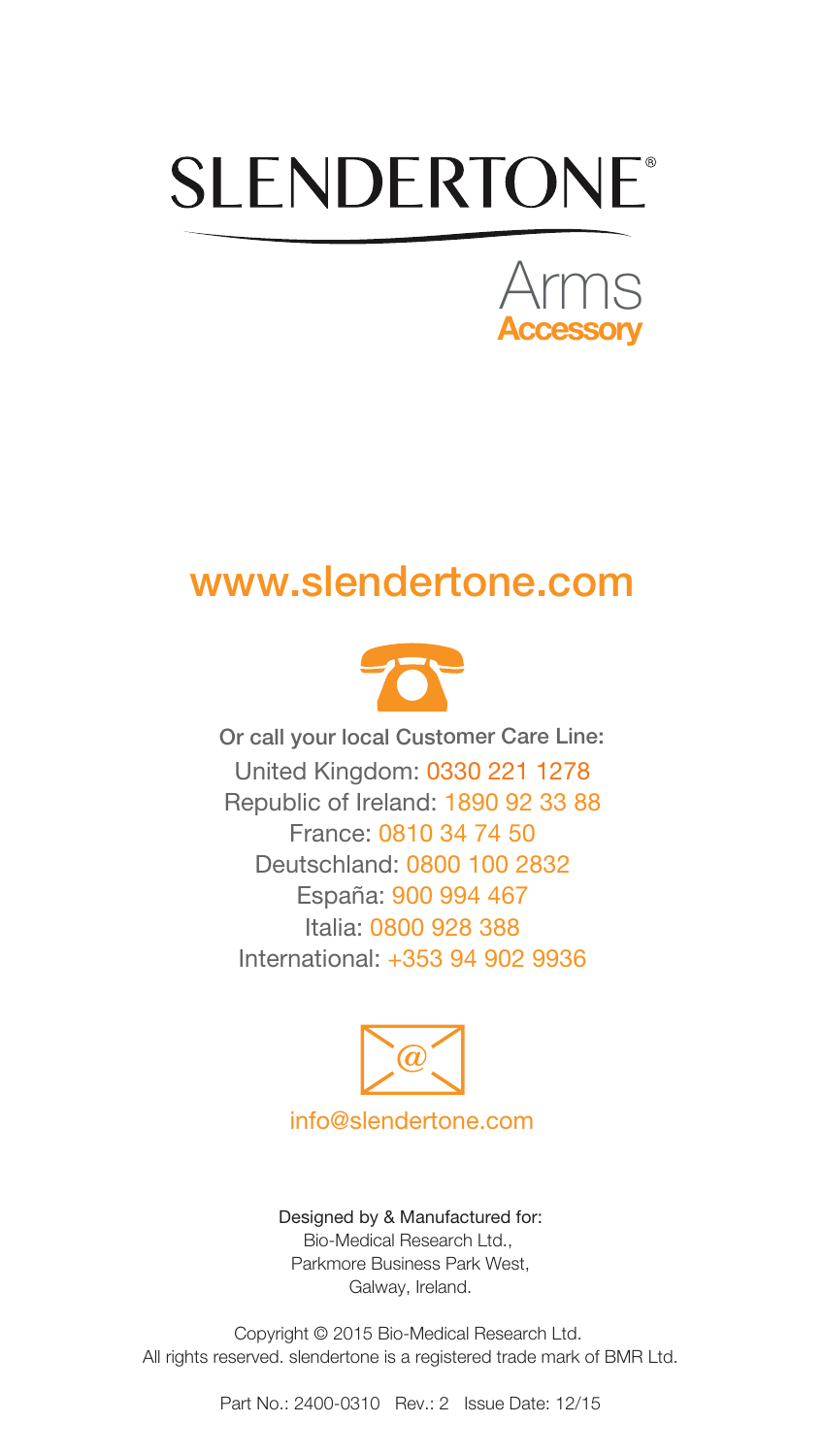# SLENDERTONE®

Arms
**Accessory**

## www.slendertone.com

**Or call your local Customer Care Line:**

United Kingdom: 0330 221 1278
Republic of Ireland: 1890 92 33 88
France: 0810 34 74 50
Deutschland: 0800 100 2832
España: 900 994 467
Italia: 0800 928 388
International: +353 94 902 9936

info@slendertone.com

Designed by & Manufactured for:
Bio-Medical Research Ltd.,
Parkmore Business Park West,
Galway, Ireland.

Copyright © 2015 Bio-Medical Research Ltd.
All rights reserved. slendertone is a registered trade mark of BMR Ltd.

Part No.: 2400-0310 Rev.: 2 Issue Date: 12/15